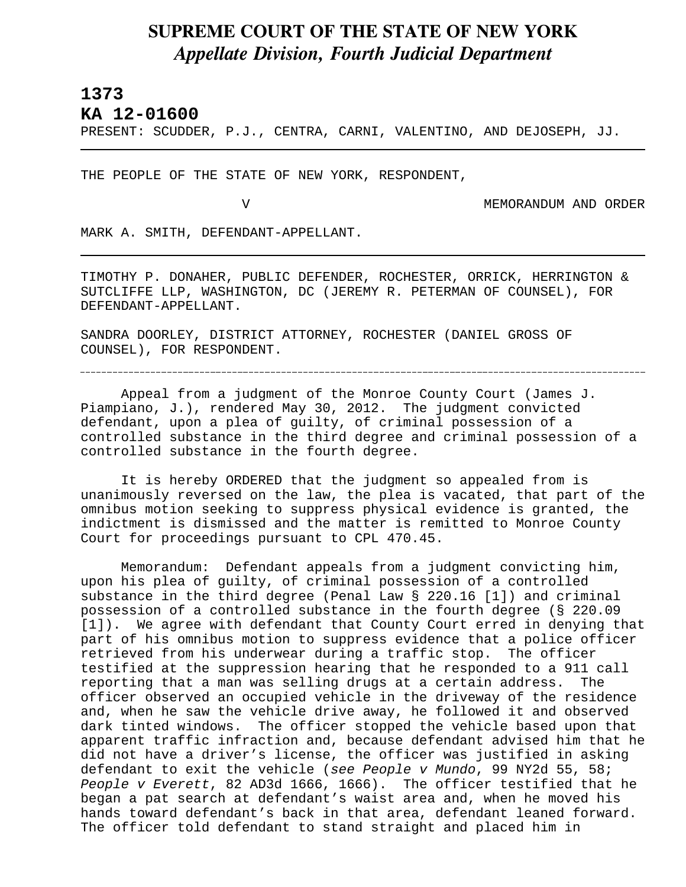# SUPREME COURT OF THE STATE OF NEW YORK
## *Appellate Division, Fourth Judicial Department*

**1373**

**KA 12-01600**

PRESENT: SCUDDER, P.J., CENTRA, CARNI, VALENTINO, AND DEJOSEPH, JJ.

---

THE PEOPLE OF THE STATE OF NEW YORK, RESPONDENT,

V MEMORANDUM AND ORDER

MARK A. SMITH, DEFENDANT-APPELLANT.

---

TIMOTHY P. DONAHER, PUBLIC DEFENDER, ROCHESTER, ORRICK, HERRINGTON & SUTCLIFFE LLP, WASHINGTON, DC (JEREMY R. PETERMAN OF COUNSEL), FOR DEFENDANT-APPELLANT.

SANDRA DOORLEY, DISTRICT ATTORNEY, ROCHESTER (DANIEL GROSS OF COUNSEL), FOR RESPONDENT.

---

Appeal from a judgment of the Monroe County Court (James J. Piampiano, J.), rendered May 30, 2012. The judgment convicted defendant, upon a plea of guilty, of criminal possession of a controlled substance in the third degree and criminal possession of a controlled substance in the fourth degree.

It is hereby ORDERED that the judgment so appealed from is unanimously reversed on the law, the plea is vacated, that part of the omnibus motion seeking to suppress physical evidence is granted, the indictment is dismissed and the matter is remitted to Monroe County Court for proceedings pursuant to CPL 470.45.

Memorandum: Defendant appeals from a judgment convicting him, upon his plea of guilty, of criminal possession of a controlled substance in the third degree (Penal Law § 220.16 [1]) and criminal possession of a controlled substance in the fourth degree (§ 220.09 [1]). We agree with defendant that County Court erred in denying that part of his omnibus motion to suppress evidence that a police officer retrieved from his underwear during a traffic stop. The officer testified at the suppression hearing that he responded to a 911 call reporting that a man was selling drugs at a certain address. The officer observed an occupied vehicle in the driveway of the residence and, when he saw the vehicle drive away, he followed it and observed dark tinted windows. The officer stopped the vehicle based upon that apparent traffic infraction and, because defendant advised him that he did not have a driver's license, the officer was justified in asking defendant to exit the vehicle (*see People v Mundo*, 99 NY2d 55, 58; *People v Everett*, 82 AD3d 1666, 1666). The officer testified that he began a pat search at defendant's waist area and, when he moved his hands toward defendant's back in that area, defendant leaned forward. The officer told defendant to stand straight and placed him in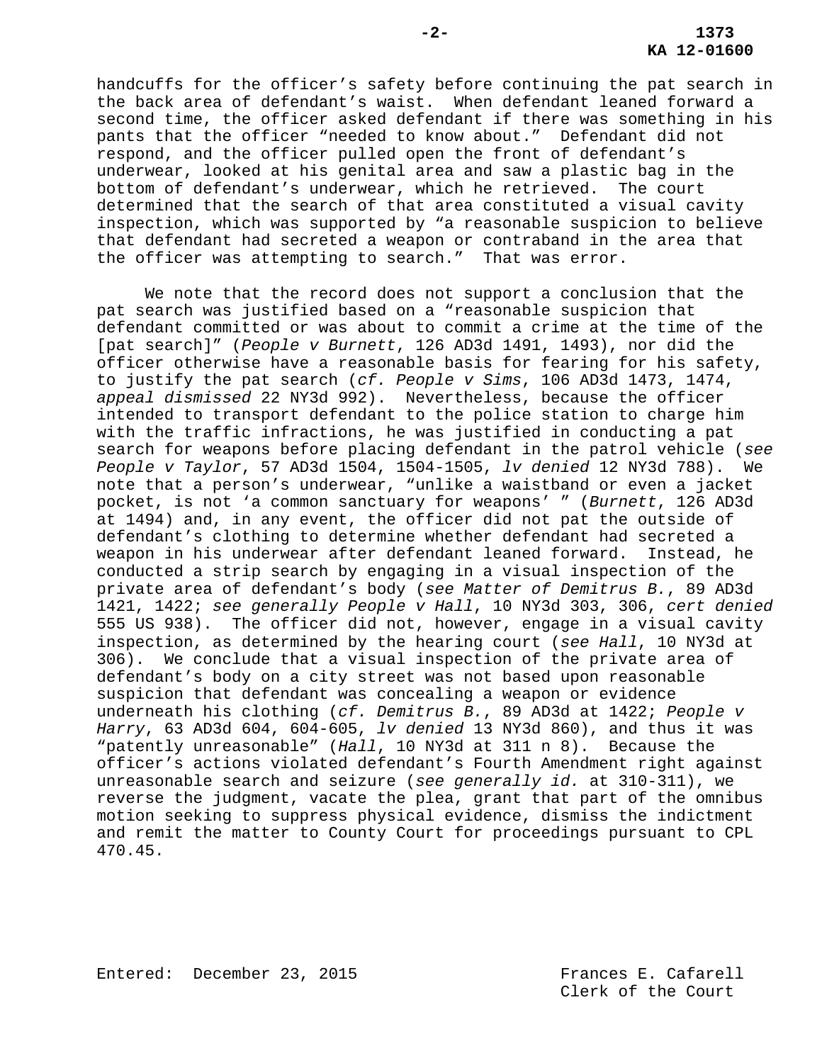handcuffs for the officer's safety before continuing the pat search in the back area of defendant's waist. When defendant leaned forward a second time, the officer asked defendant if there was something in his pants that the officer "needed to know about." Defendant did not respond, and the officer pulled open the front of defendant's underwear, looked at his genital area and saw a plastic bag in the bottom of defendant's underwear, which he retrieved. The court determined that the search of that area constituted a visual cavity inspection, which was supported by "a reasonable suspicion to believe that defendant had secreted a weapon or contraband in the area that the officer was attempting to search." That was error.

We note that the record does not support a conclusion that the pat search was justified based on a "reasonable suspicion that defendant committed or was about to commit a crime at the time of the [pat search]" (*People v Burnett*, 126 AD3d 1491, 1493), nor did the officer otherwise have a reasonable basis for fearing for his safety, to justify the pat search (*cf. People v Sims*, 106 AD3d 1473, 1474, *appeal dismissed* 22 NY3d 992). Nevertheless, because the officer intended to transport defendant to the police station to charge him with the traffic infractions, he was justified in conducting a pat search for weapons before placing defendant in the patrol vehicle (*see People v Taylor*, 57 AD3d 1504, 1504-1505, *lv denied* 12 NY3d 788). We note that a person's underwear, "unlike a waistband or even a jacket pocket, is not 'a common sanctuary for weapons' " (*Burnett*, 126 AD3d at 1494) and, in any event, the officer did not pat the outside of defendant's clothing to determine whether defendant had secreted a weapon in his underwear after defendant leaned forward. Instead, he conducted a strip search by engaging in a visual inspection of the private area of defendant's body (*see Matter of Demitrus B.*, 89 AD3d 1421, 1422; *see generally People v Hall*, 10 NY3d 303, 306, *cert denied* 555 US 938). The officer did not, however, engage in a visual cavity inspection, as determined by the hearing court (*see Hall*, 10 NY3d at 306). We conclude that a visual inspection of the private area of defendant's body on a city street was not based upon reasonable suspicion that defendant was concealing a weapon or evidence underneath his clothing (*cf. Demitrus B.*, 89 AD3d at 1422; *People v Harry*, 63 AD3d 604, 604-605, *lv denied* 13 NY3d 860), and thus it was "patently unreasonable" (*Hall*, 10 NY3d at 311 n 8). Because the officer's actions violated defendant's Fourth Amendment right against unreasonable search and seizure (*see generally id.* at 310-311), we reverse the judgment, vacate the plea, grant that part of the omnibus motion seeking to suppress physical evidence, dismiss the indictment and remit the matter to County Court for proceedings pursuant to CPL 470.45.

Entered: December 23, 2015

Frances E. Cafarell
Clerk of the Court